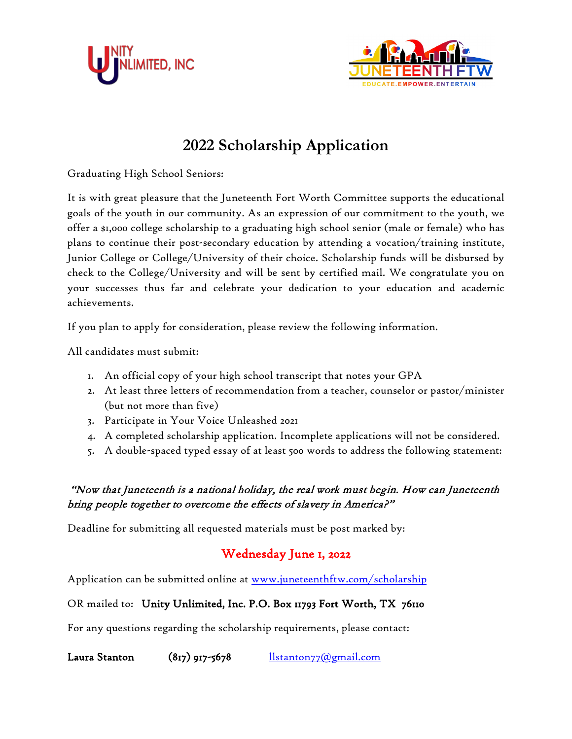UNITY UNLIMITED, INC

JUNETEENTH FTW
EDUCATE.EMPOWER.ENTERTAIN

# 2022 Scholarship Application

Graduating High School Seniors:

It is with great pleasure that the Juneteenth Fort Worth Committee supports the educational goals of the youth in our community. As an expression of our commitment to the youth, we offer a $1,000 college scholarship to a graduating high school senior (male or female) who has plans to continue their post-secondary education by attending a vocation/training institute, Junior College or College/University of their choice. Scholarship funds will be disbursed by check to the College/University and will be sent by certified mail. We congratulate you on your successes thus far and celebrate your dedication to your education and academic achievements.

If you plan to apply for consideration, please review the following information.

All candidates must submit:

1. An official copy of your high school transcript that notes your GPA
2. At least three letters of recommendation from a teacher, counselor or pastor/minister (but not more than five)
3. Participate in Your Voice Unleashed 2021
4. A completed scholarship application. Incomplete applications will not be considered.
5. A double-spaced typed essay of at least 500 words to address the following statement:

*"Now that Juneteenth is a national holiday, the real work must begin. How can Juneteenth bring people together to overcome the effects of slavery in America?"*

Deadline for submitting all requested materials must be post marked by:

**Wednesday June 1, 2022**

Application can be submitted online at www.juneteenthftw.com/scholarship

OR mailed to: **Unity Unlimited, Inc. P.O. Box 11793 Fort Worth, TX 76110**

For any questions regarding the scholarship requirements, please contact:

**Laura Stanton** **(817) 917-5678** llstanton77@gmail.com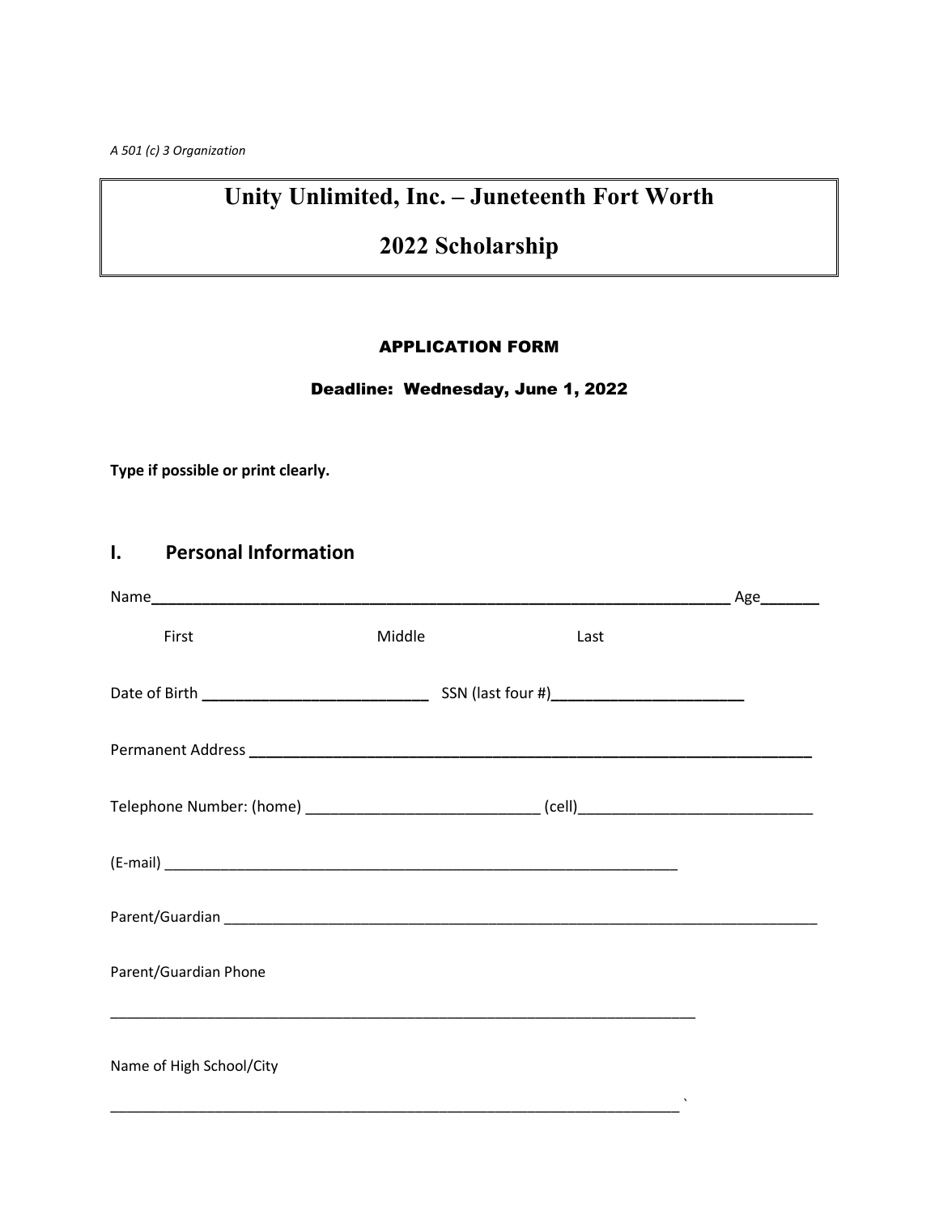*A 501 (c) 3 Organization*

# Unity Unlimited, Inc. – Juneteenth Fort Worth

# 2022 Scholarship

### APPLICATION FORM

### Deadline: Wednesday, June 1, 2022

**Type if possible or print clearly.**

## I. Personal Information

Name__________________________________________________________________ Age_______

First Middle Last

Date of Birth ___________________________ SSN (last four #)_______________________

Permanent Address ___________________________________________________________________

Telephone Number: (home) ____________________________ (cell)____________________________

(E-mail) ________________________________________________________________

Parent/Guardian _____________________________________________________________________________

Parent/Guardian Phone

___________________________________________________________________________

Name of High School/City

_________________________________________________________________________ `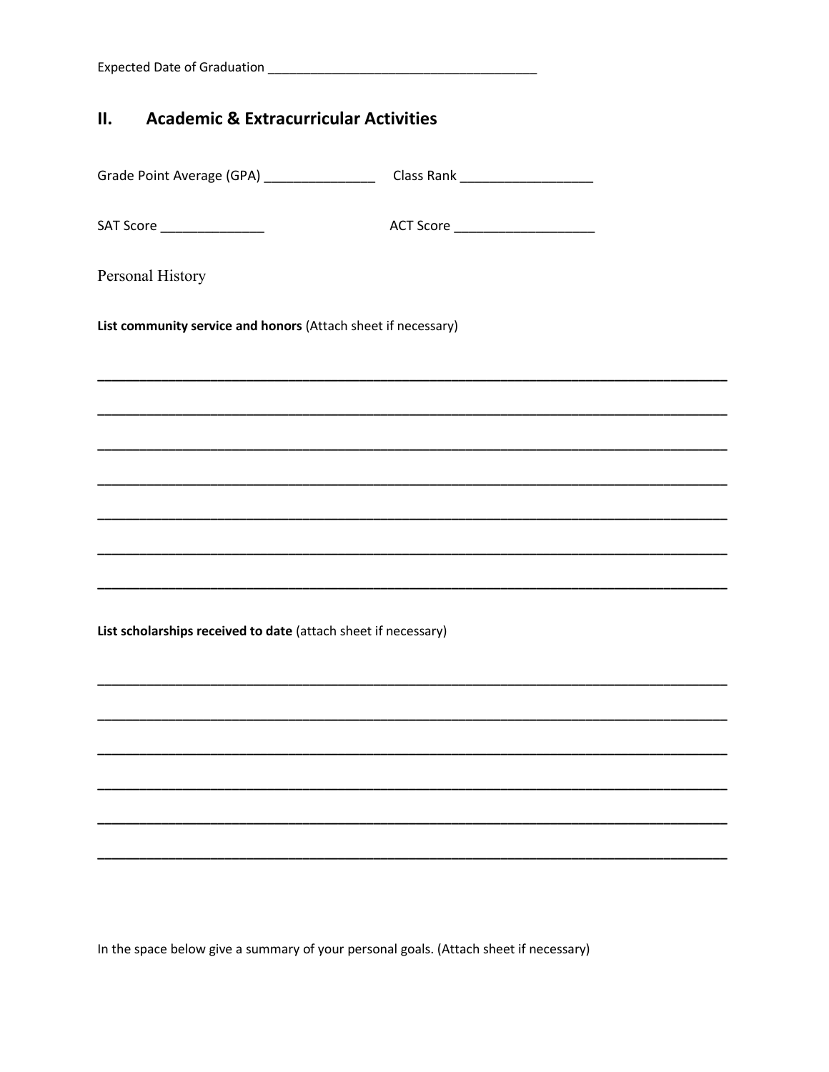Expected Date of Graduation ______________________________________

## II. Academic & Extracurricular Activities

Grade Point Average (GPA) _______________ Class Rank __________________

SAT Score ______________ ACT Score ___________________

Personal History

**List community service and honors** (Attach sheet if necessary)

_______________________________________________________________________________

_______________________________________________________________________________

_______________________________________________________________________________

_______________________________________________________________________________

_______________________________________________________________________________

_______________________________________________________________________________

_______________________________________________________________________________

**List scholarships received to date** (attach sheet if necessary)

_______________________________________________________________________________

_______________________________________________________________________________

_______________________________________________________________________________

_______________________________________________________________________________

_______________________________________________________________________________

_______________________________________________________________________________

In the space below give a summary of your personal goals. (Attach sheet if necessary)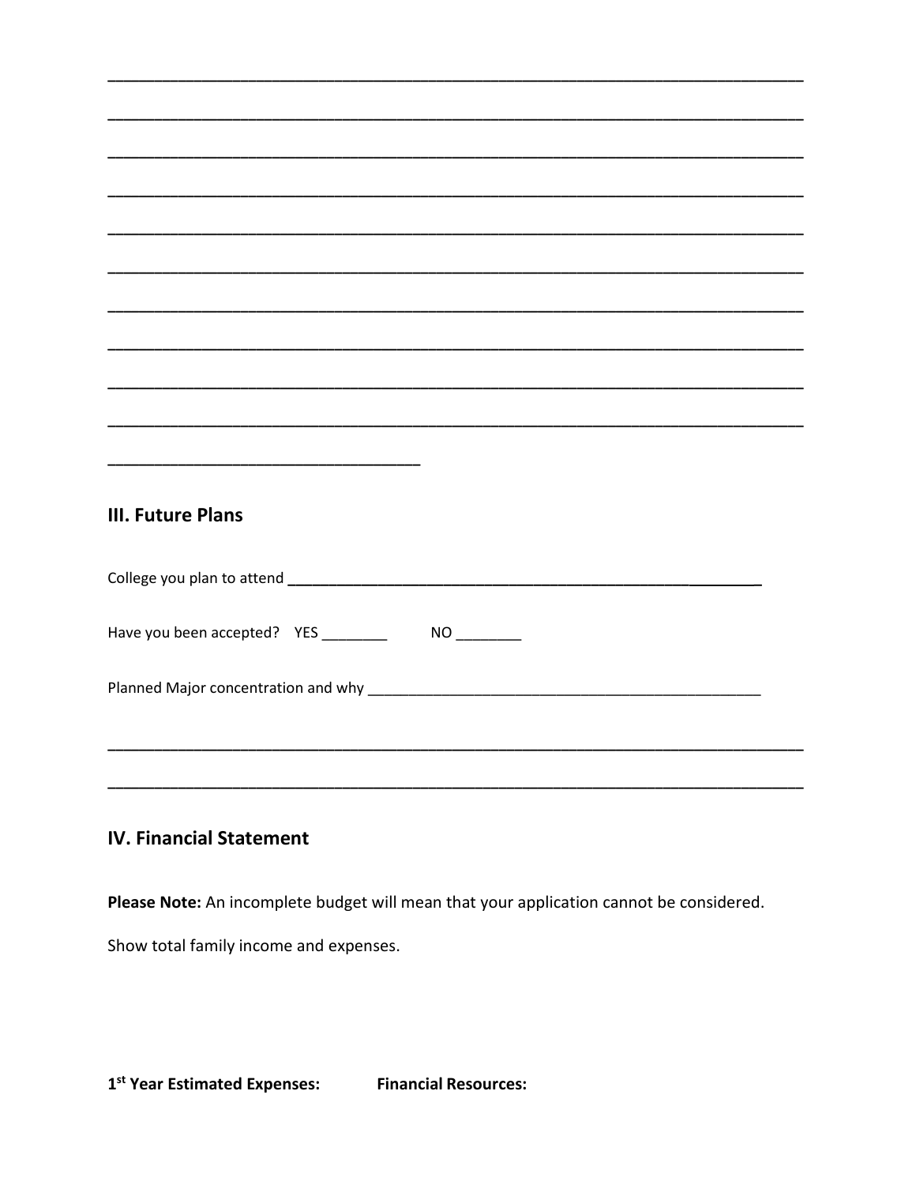______________________________________________________________________________

______________________________________________________________________________

______________________________________________________________________________

______________________________________________________________________________

______________________________________________________________________________

______________________________________________________________________________

______________________________________________________________________________

______________________________________________________________________________

______________________________________________________________________________

______________________________________________________________________________

_________________________________

## III. Future Plans

College you plan to attend ______________________________________________________

Have you been accepted? YES ________ NO ________

Planned Major concentration and why _________________________________________________

______________________________________________________________________________

______________________________________________________________________________

## IV. Financial Statement

**Please Note:** An incomplete budget will mean that your application cannot be considered.

Show total family income and expenses.

**1st Year Estimated Expenses:** **Financial Resources:**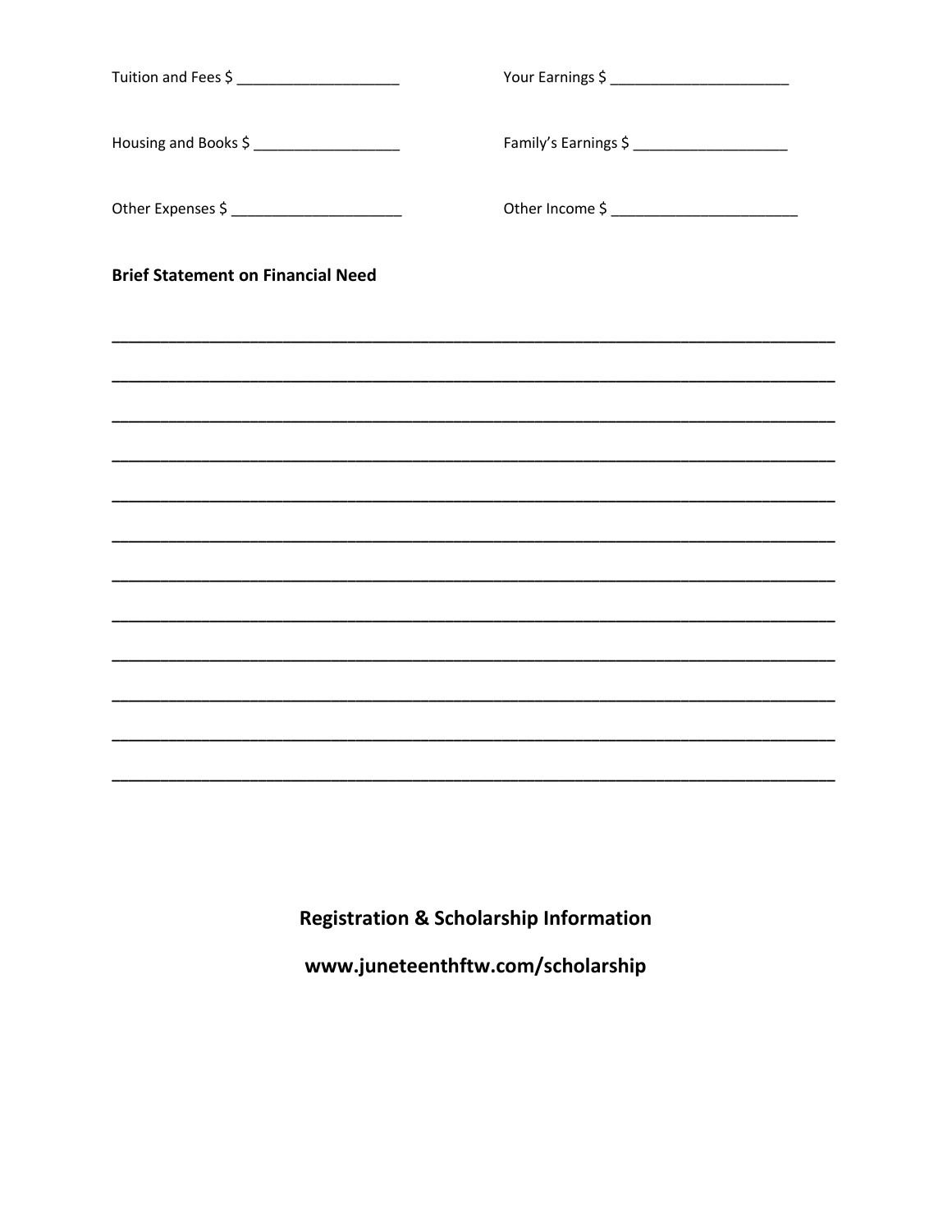Tuition and Fees $ ____________________

Your Earnings $ ______________________

Housing and Books $ __________________

Family's Earnings $ ___________________

Other Expenses $ _____________________

Other Income $ _______________________

**Brief Statement on Financial Need**

_____________________________________________________________________________

_____________________________________________________________________________

_____________________________________________________________________________

_____________________________________________________________________________

_____________________________________________________________________________

_____________________________________________________________________________

_____________________________________________________________________________

_____________________________________________________________________________

_____________________________________________________________________________

_____________________________________________________________________________

_____________________________________________________________________________

_____________________________________________________________________________

**Registration & Scholarship Information**

**www.juneteenthftw.com/scholarship**